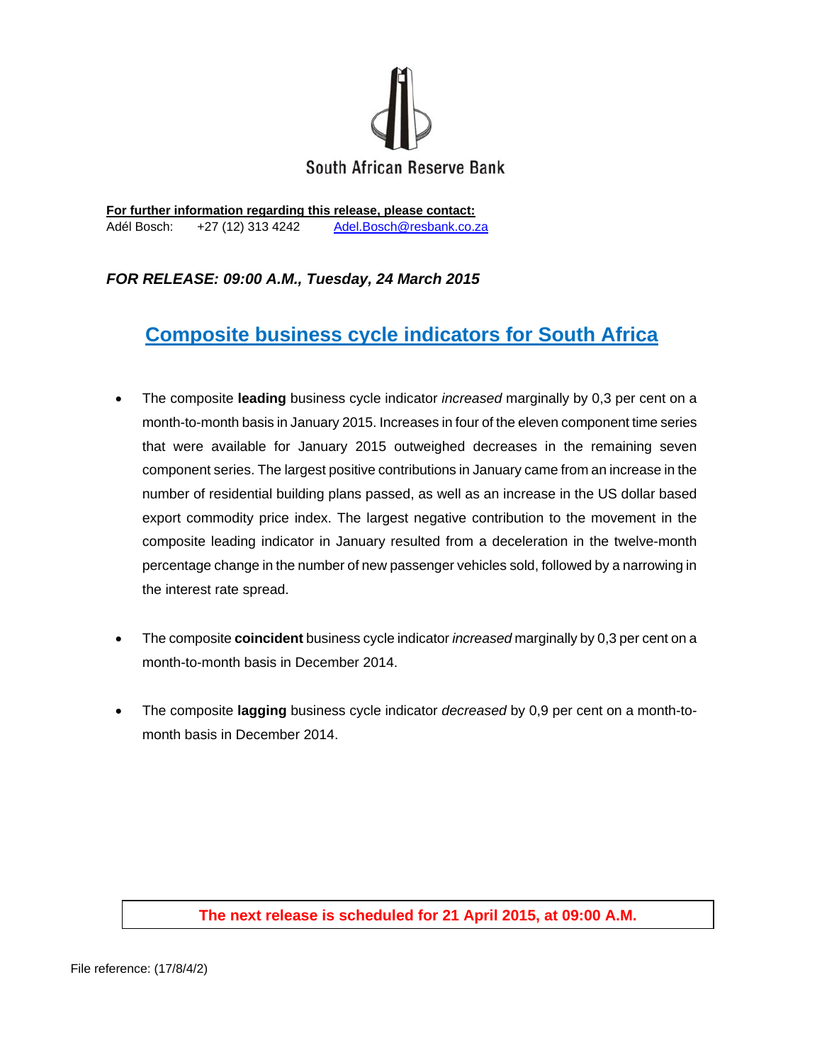South African Reserve Bank

**For further information regarding this release, please contact:**
Adél Bosch: +27 (12) 313 4242 Adel.Bosch@resbank.co.za

***FOR RELEASE: 09:00 A.M., Tuesday, 24 March 2015***

# Composite business cycle indicators for South Africa

- The composite **leading** business cycle indicator *increased* marginally by 0,3 per cent on a month-to-month basis in January 2015. Increases in four of the eleven component time series that were available for January 2015 outweighed decreases in the remaining seven component series. The largest positive contributions in January came from an increase in the number of residential building plans passed, as well as an increase in the US dollar based export commodity price index. The largest negative contribution to the movement in the composite leading indicator in January resulted from a deceleration in the twelve-month percentage change in the number of new passenger vehicles sold, followed by a narrowing in the interest rate spread.

- The composite **coincident** business cycle indicator *increased* marginally by 0,3 per cent on a month-to-month basis in December 2014.

- The composite **lagging** business cycle indicator *decreased* by 0,9 per cent on a month-to-month basis in December 2014.

**The next release is scheduled for 21 April 2015, at 09:00 A.M.**

File reference: (17/8/4/2)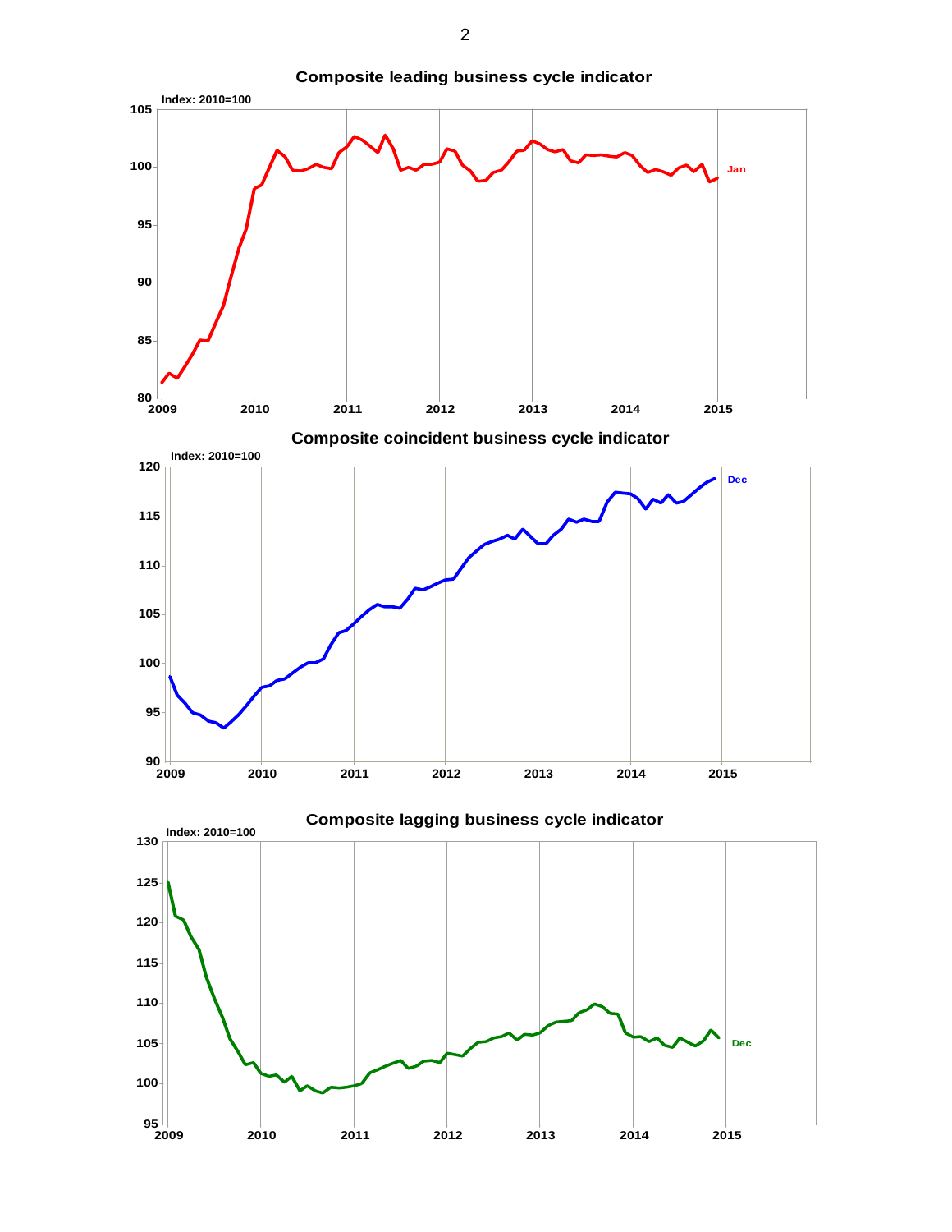**Composite leading business cycle indicator**

Index: 2010=100

**Composite coincident business cycle indicator**

Index: 2010=100

**Composite lagging business cycle indicator**

Index: 2010=100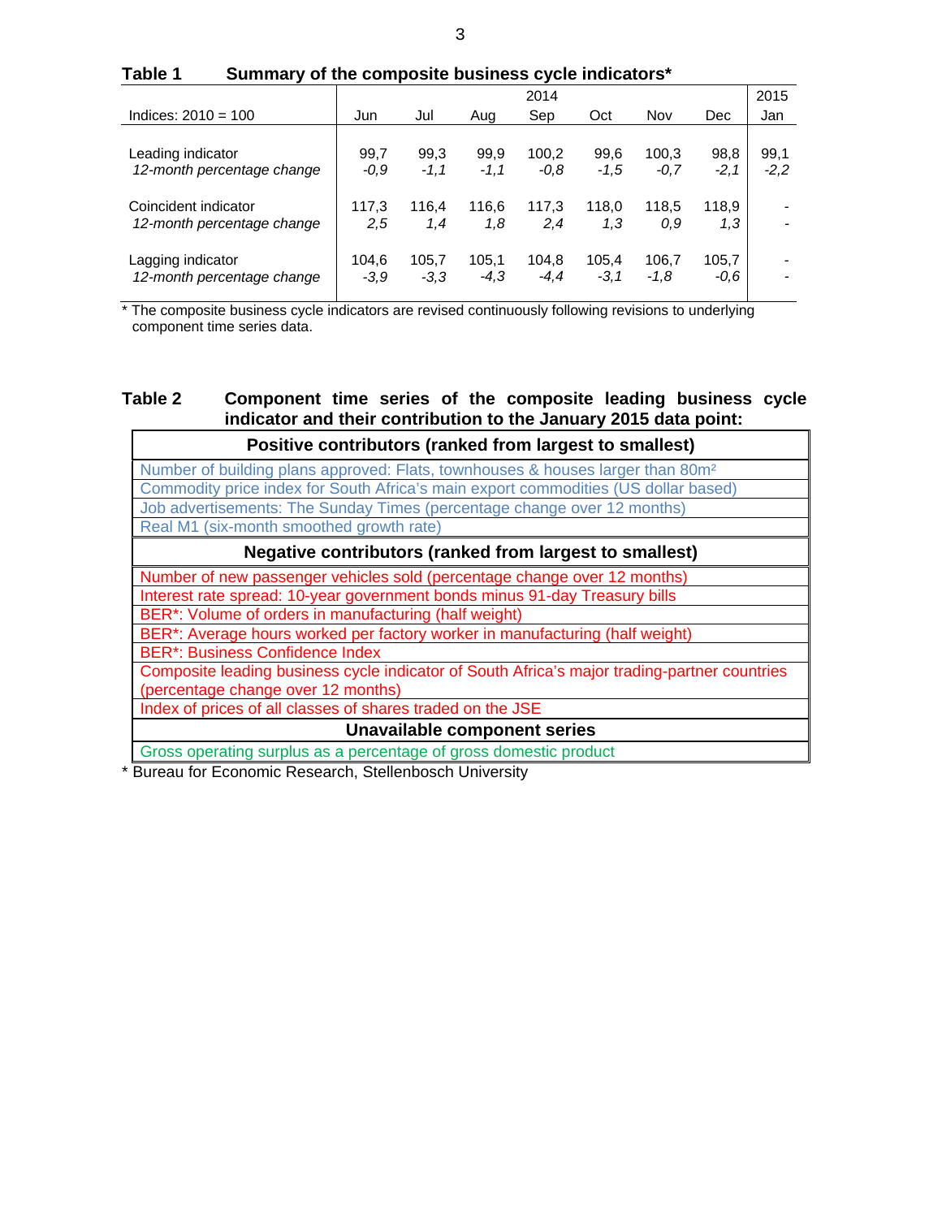**Table 1 Summary of the composite business cycle indicators***

| Indices: 2010 = 100 | 2014 Jun | Jul | Aug | Sep | Oct | Nov | Dec | 2015 Jan |
|---|---|---|---|---|---|---|---|---|
| Leading indicator | 99,7 | 99,3 | 99,9 | 100,2 | 99,6 | 100,3 | 98,8 | 99,1 |
| *12-month percentage change* | *-0,9* | *-1,1* | *-1,1* | *-0,8* | *-1,5* | *-0,7* | *-2,1* | *-2,2* |
| Coincident indicator | 117,3 | 116,4 | 116,6 | 117,3 | 118,0 | 118,5 | 118,9 | - |
| *12-month percentage change* | *2,5* | *1,4* | *1,8* | *2,4* | *1,3* | *0,9* | *1,3* | - |
| Lagging indicator | 104,6 | 105,7 | 105,1 | 104,8 | 105,4 | 106,7 | 105,7 | - |
| *12-month percentage change* | *-3,9* | *-3,3* | *-4,3* | *-4,4* | *-3,1* | *-1,8* | *-0,6* | - |

* The composite business cycle indicators are revised continuously following revisions to underlying component time series data.

**Table 2 Component time series of the composite leading business cycle indicator and their contribution to the January 2015 data point:**

| |
|---|
| **Positive contributors (ranked from largest to smallest)** |
| Number of building plans approved: Flats, townhouses & houses larger than 80m² |
| Commodity price index for South Africa's main export commodities (US dollar based) |
| Job advertisements: The Sunday Times (percentage change over 12 months) |
| Real M1 (six-month smoothed growth rate) |
| **Negative contributors (ranked from largest to smallest)** |
| Number of new passenger vehicles sold (percentage change over 12 months) |
| Interest rate spread: 10-year government bonds minus 91-day Treasury bills |
| BER*: Volume of orders in manufacturing (half weight) |
| BER*: Average hours worked per factory worker in manufacturing (half weight) |
| BER*: Business Confidence Index |
| Composite leading business cycle indicator of South Africa's major trading-partner countries (percentage change over 12 months) |
| Index of prices of all classes of shares traded on the JSE |
| **Unavailable component series** |
| Gross operating surplus as a percentage of gross domestic product |

* Bureau for Economic Research, Stellenbosch University